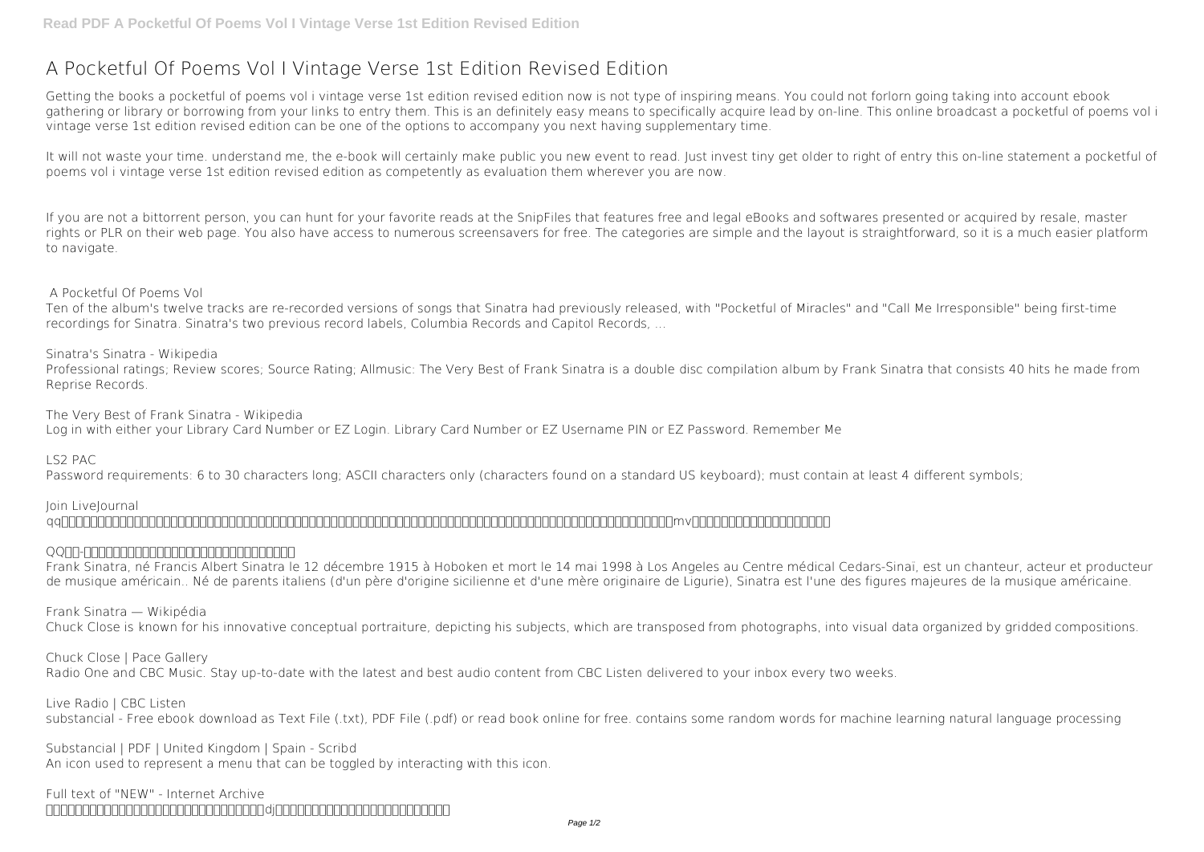# A Pocketful Of Poems Vol I Vintage Verse 1st Edition Revised Edition

Getting the books a pocketful of poems vol i vintage verse 1st edition revised edition now is not type of inspiring means. You could not forlorn going taking into account ebook gathering or library or borrowing from your links to entry them. This is an definitely easy means to specifically acquire lead by on-line. This online broadcast a pocketful of poems vol i vintage verse 1st edition revised edition can be one of the options to accompany you next having supplementary time.

It will not waste your time. understand me, the e-book will certainly make public you new event to read. Just invest tiny get older to right of entry this on-line statement a pocketful of poems vol i vintage verse 1st edition revised edition as competently as evaluation them wherever you are now.

If you are not a bittorrent person, you can hunt for your favorite reads at the SnipFiles that features free and legal eBooks and softwares presented or acquired by resale, master rights or PLR on their web page. You also have access to numerous screensavers for free. The categories are simple and the layout is straightforward, so it is a much easier platform to navigate.

**A Pocketful Of Poems Vol**

Ten of the album's twelve tracks are re-recorded versions of songs that Sinatra had previously released, with "Pocketful of Miracles" and "Call Me Irresponsible" being first-time recordings for Sinatra. Sinatra's two previous record labels, Columbia Records and Capitol Records, ...

**Sinatra's Sinatra - Wikipedia**

Professional ratings; Review scores; Source Rating; Allmusic: The Very Best of Frank Sinatra is a double disc compilation album by Frank Sinatra that consists 40 hits he made from Reprise Records.

**The Very Best of Frank Sinatra - Wikipedia**

Log in with either your Library Card Number or EZ Login. Library Card Number or EZ Username PIN or EZ Password. Remember Me

**LS2 PAC**

Password requirements: 6 to 30 characters long; ASCII characters only (characters found on a standard US keyboard); must contain at least 4 different symbols;

**Join LiveJournal**

qq … mv …

**QQ …**

Frank Sinatra, né Francis Albert Sinatra le 12 décembre 1915 à Hoboken et mort le 14 mai 1998 à Los Angeles au Centre médical Cedars-Sinaï, est un chanteur, acteur et producteur de musique américain.. Né de parents italiens (d'un père d'origine sicilienne et d'une mère originaire de Ligurie), Sinatra est l'une des figures majeures de la musique américaine.

**Frank Sinatra — Wikipédia**

Chuck Close is known for his innovative conceptual portraiture, depicting his subjects, which are transposed from photographs, into visual data organized by gridded compositions.

**Chuck Close | Pace Gallery**

Radio One and CBC Music. Stay up-to-date with the latest and best audio content from CBC Listen delivered to your inbox every two weeks.

**Live Radio | CBC Listen**

substancial - Free ebook download as Text File (.txt), PDF File (.pdf) or read book online for free. contains some random words for machine learning natural language processing

**Substancial | PDF | United Kingdom | Spain - Scribd**

An icon used to represent a menu that can be toggled by interacting with this icon.

**Full text of "NEW" - Internet Archive**

… dj …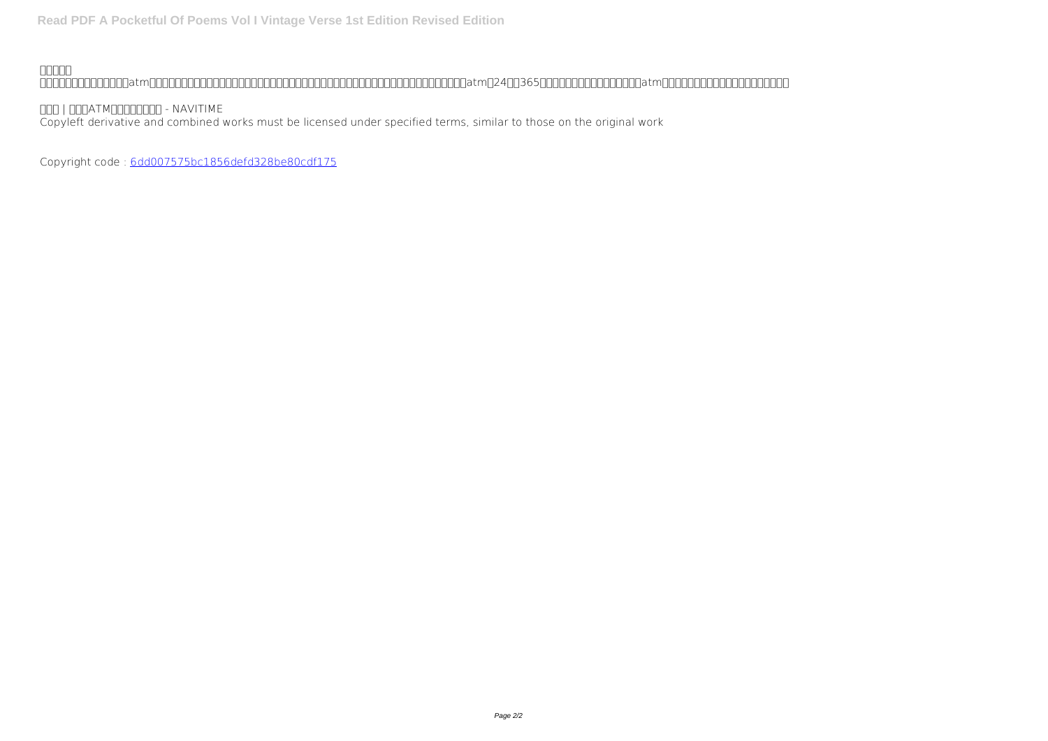**□□□□□**

□□□□□□□□□□□□□□atm□□□□□□□□□□□□□□□□□□□□□□□□□□□□□□□□□□□□□□□□□□□□□□□□□□□□□□atm□24□□365□□□□□□□□□□□□□□□□□atm□□□□□□□□□□□□□□□□□□□□□□

**□□□ | □□□ATM□□□□□□□□ - NAVITIME**

Copyleft derivative and combined works must be licensed under specified terms, similar to those on the original work

Copyright code : 6dd007575bc1856defd328be80cdf175